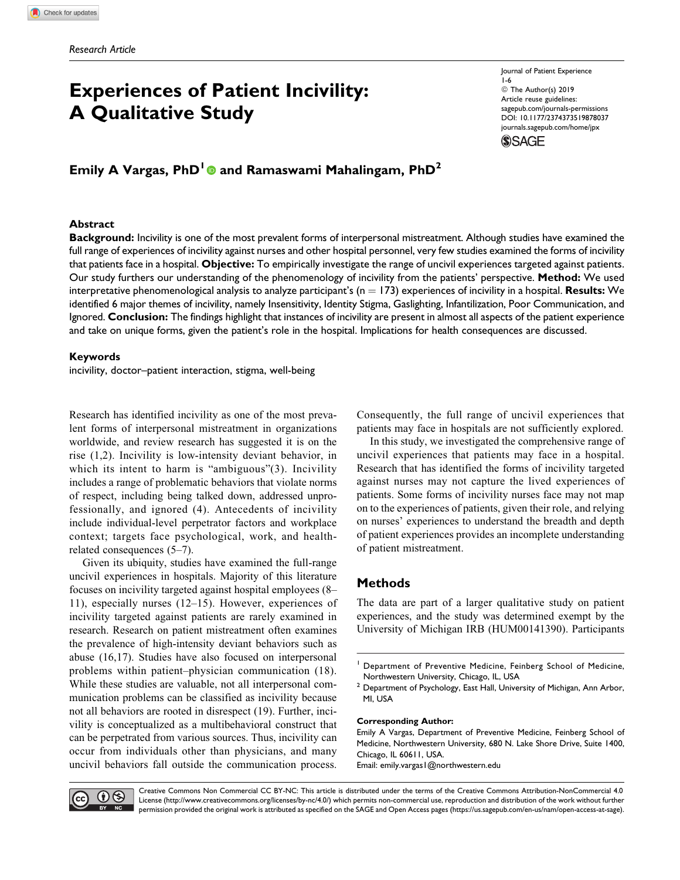*Research Article*

# Experiences of Patient Incivility: A Qualitative Study

**Emily A Vargas, PhD[1] and Ramaswami Mahalingam, PhD[2]**

## Abstract

**Background:** Incivility is one of the most prevalent forms of interpersonal mistreatment. Although studies have examined the full range of experiences of incivility against nurses and other hospital personnel, very few studies examined the forms of incivility that patients face in a hospital. **Objective:** To empirically investigate the range of uncivil experiences targeted against patients. Our study furthers our understanding of the phenomenology of incivility from the patients' perspective. **Method:** We used interpretative phenomenological analysis to analyze participant's ($n = 173$) experiences of incivility in a hospital. **Results:** We identified 6 major themes of incivility, namely Insensitivity, Identity Stigma, Gaslighting, Infantilization, Poor Communication, and Ignored. **Conclusion:** The findings highlight that instances of incivility are present in almost all aspects of the patient experience and take on unique forms, given the patient's role in the hospital. Implications for health consequences are discussed.

## Keywords

incivility, doctor–patient interaction, stigma, well-being

Research has identified incivility as one of the most prevalent forms of interpersonal mistreatment in organizations worldwide, and review research has suggested it is on the rise (1,2). Incivility is low-intensity deviant behavior, in which its intent to harm is "ambiguous"(3). Incivility includes a range of problematic behaviors that violate norms of respect, including being talked down, addressed unprofessionally, and ignored (4). Antecedents of incivility include individual-level perpetrator factors and workplace context; targets face psychological, work, and health-related consequences (5–7).

Given its ubiquity, studies have examined the full-range uncivil experiences in hospitals. Majority of this literature focuses on incivility targeted against hospital employees (8–11), especially nurses (12–15). However, experiences of incivility targeted against patients are rarely examined in research. Research on patient mistreatment often examines the prevalence of high-intensity deviant behaviors such as abuse (16,17). Studies have also focused on interpersonal problems within patient–physician communication (18). While these studies are valuable, not all interpersonal communication problems can be classified as incivility because not all behaviors are rooted in disrespect (19). Further, incivility is conceptualized as a multibehavioral construct that can be perpetrated from various sources. Thus, incivility can occur from individuals other than physicians, and many uncivil behaviors fall outside the communication process. Consequently, the full range of uncivil experiences that patients may face in hospitals are not sufficiently explored.

In this study, we investigated the comprehensive range of uncivil experiences that patients may face in a hospital. Research that has identified the forms of incivility targeted against nurses may not capture the lived experiences of patients. Some forms of incivility nurses face may not map on to the experiences of patients, given their role, and relying on nurses' experiences to understand the breadth and depth of patient experiences provides an incomplete understanding of patient mistreatment.

## Methods

The data are part of a larger qualitative study on patient experiences, and the study was determined exempt by the University of Michigan IRB (HUM00141390). Participants

[1] Department of Preventive Medicine, Feinberg School of Medicine, Northwestern University, Chicago, IL, USA

[2] Department of Psychology, East Hall, University of Michigan, Ann Arbor, MI, USA

**Corresponding Author:**
Emily A Vargas, Department of Preventive Medicine, Feinberg School of Medicine, Northwestern University, 680 N. Lake Shore Drive, Suite 1400, Chicago, IL 60611, USA.
Email: emily.vargas1@northwestern.edu

Creative Commons Non Commercial CC BY-NC: This article is distributed under the terms of the Creative Commons Attribution-NonCommercial 4.0 License (http://www.creativecommons.org/licenses/by-nc/4.0/) which permits non-commercial use, reproduction and distribution of the work without further permission provided the original work is attributed as specified on the SAGE and Open Access pages (https://us.sagepub.com/en-us/nam/open-access-at-sage).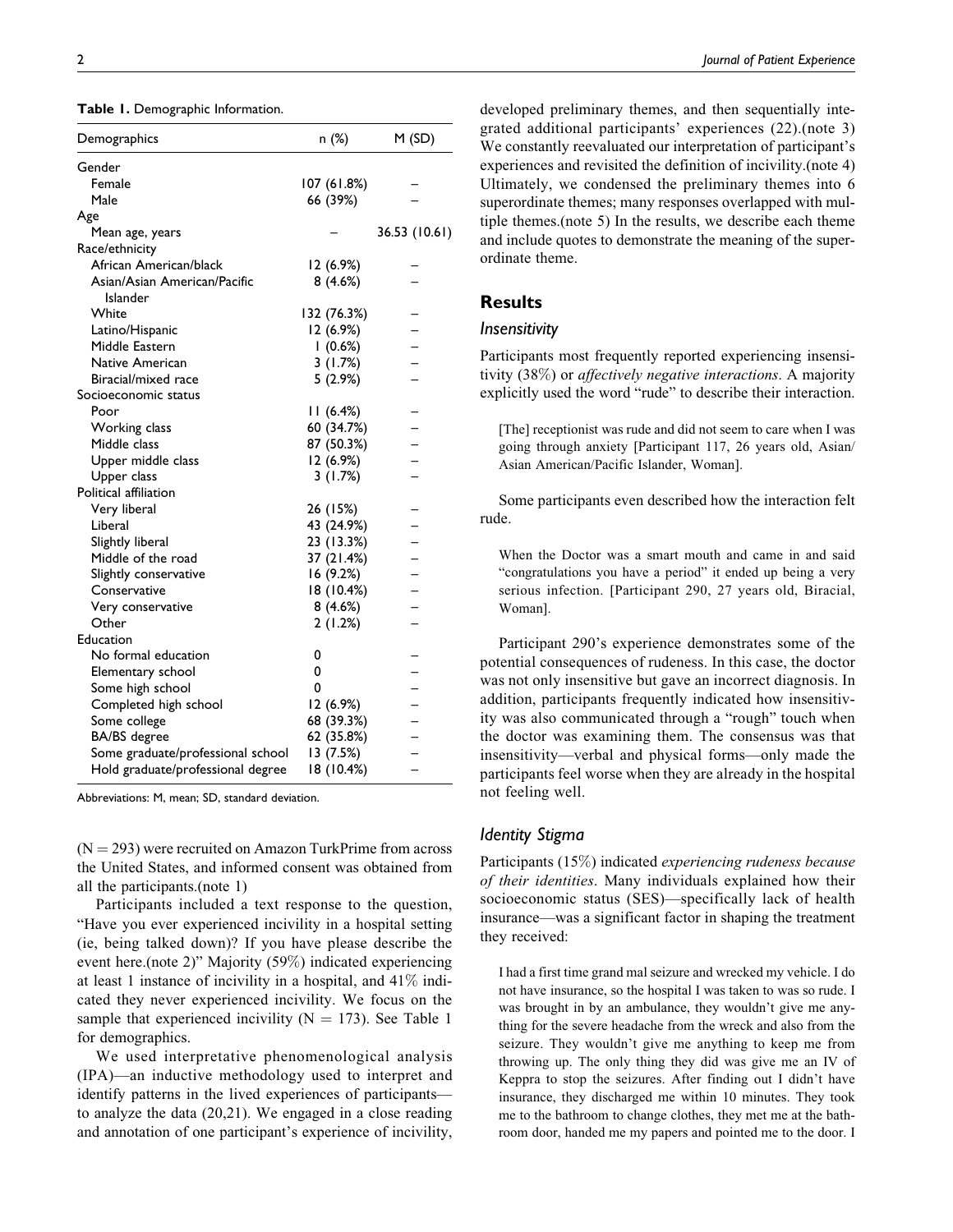**Table 1.** Demographic Information.

| Demographics | n (%) | M (SD) |
|---|---|---|
| Gender | | |
| Female | 107 (61.8%) | – |
| Male | 66 (39%) | – |
| Age | | |
| Mean age, years | – | 36.53 (10.61) |
| Race/ethnicity | | |
| African American/black | 12 (6.9%) | – |
| Asian/Asian American/Pacific Islander | 8 (4.6%) | – |
| White | 132 (76.3%) | – |
| Latino/Hispanic | 12 (6.9%) | – |
| Middle Eastern | 1 (0.6%) | – |
| Native American | 3 (1.7%) | – |
| Biracial/mixed race | 5 (2.9%) | – |
| Socioeconomic status | | |
| Poor | 11 (6.4%) | – |
| Working class | 60 (34.7%) | – |
| Middle class | 87 (50.3%) | – |
| Upper middle class | 12 (6.9%) | – |
| Upper class | 3 (1.7%) | – |
| Political affiliation | | |
| Very liberal | 26 (15%) | – |
| Liberal | 43 (24.9%) | – |
| Slightly liberal | 23 (13.3%) | – |
| Middle of the road | 37 (21.4%) | – |
| Slightly conservative | 16 (9.2%) | – |
| Conservative | 18 (10.4%) | – |
| Very conservative | 8 (4.6%) | – |
| Other | 2 (1.2%) | – |
| Education | | |
| No formal education | 0 | – |
| Elementary school | 0 | – |
| Some high school | 0 | – |
| Completed high school | 12 (6.9%) | – |
| Some college | 68 (39.3%) | – |
| BA/BS degree | 62 (35.8%) | – |
| Some graduate/professional school | 13 (7.5%) | – |
| Hold graduate/professional degree | 18 (10.4%) | – |

Abbreviations: M, mean; SD, standard deviation.

(N = 293) were recruited on Amazon TurkPrime from across the United States, and informed consent was obtained from all the participants.(note 1)

Participants included a text response to the question, "Have you ever experienced incivility in a hospital setting (ie, being talked down)? If you have please describe the event here.(note 2)" Majority (59%) indicated experiencing at least 1 instance of incivility in a hospital, and 41% indicated they never experienced incivility. We focus on the sample that experienced incivility (N = 173). See Table 1 for demographics.

We used interpretative phenomenological analysis (IPA)—an inductive methodology used to interpret and identify patterns in the lived experiences of participants—to analyze the data (20,21). We engaged in a close reading and annotation of one participant's experience of incivility, developed preliminary themes, and then sequentially integrated additional participants' experiences (22).(note 3) We constantly reevaluated our interpretation of participant's experiences and revisited the definition of incivility.(note 4) Ultimately, we condensed the preliminary themes into 6 superordinate themes; many responses overlapped with multiple themes.(note 5) In the results, we describe each theme and include quotes to demonstrate the meaning of the superordinate theme.

## Results

### Insensitivity

Participants most frequently reported experiencing insensitivity (38%) or *affectively negative interactions*. A majority explicitly used the word "rude" to describe their interaction.

> [The] receptionist was rude and did not seem to care when I was going through anxiety [Participant 117, 26 years old, Asian/Asian American/Pacific Islander, Woman].

Some participants even described how the interaction felt rude.

> When the Doctor was a smart mouth and came in and said "congratulations you have a period" it ended up being a very serious infection. [Participant 290, 27 years old, Biracial, Woman].

Participant 290's experience demonstrates some of the potential consequences of rudeness. In this case, the doctor was not only insensitive but gave an incorrect diagnosis. In addition, participants frequently indicated how insensitivity was also communicated through a "rough" touch when the doctor was examining them. The consensus was that insensitivity—verbal and physical forms—only made the participants feel worse when they are already in the hospital not feeling well.

### Identity Stigma

Participants (15%) indicated *experiencing rudeness because of their identities*. Many individuals explained how their socioeconomic status (SES)—specifically lack of health insurance—was a significant factor in shaping the treatment they received:

> I had a first time grand mal seizure and wrecked my vehicle. I do not have insurance, so the hospital I was taken to was so rude. I was brought in by an ambulance, they wouldn't give me anything for the severe headache from the wreck and also from the seizure. They wouldn't give me anything to keep me from throwing up. The only thing they did was give me an IV of Keppra to stop the seizures. After finding out I didn't have insurance, they discharged me within 10 minutes. They took me to the bathroom to change clothes, they met me at the bathroom door, handed me my papers and pointed me to the door. I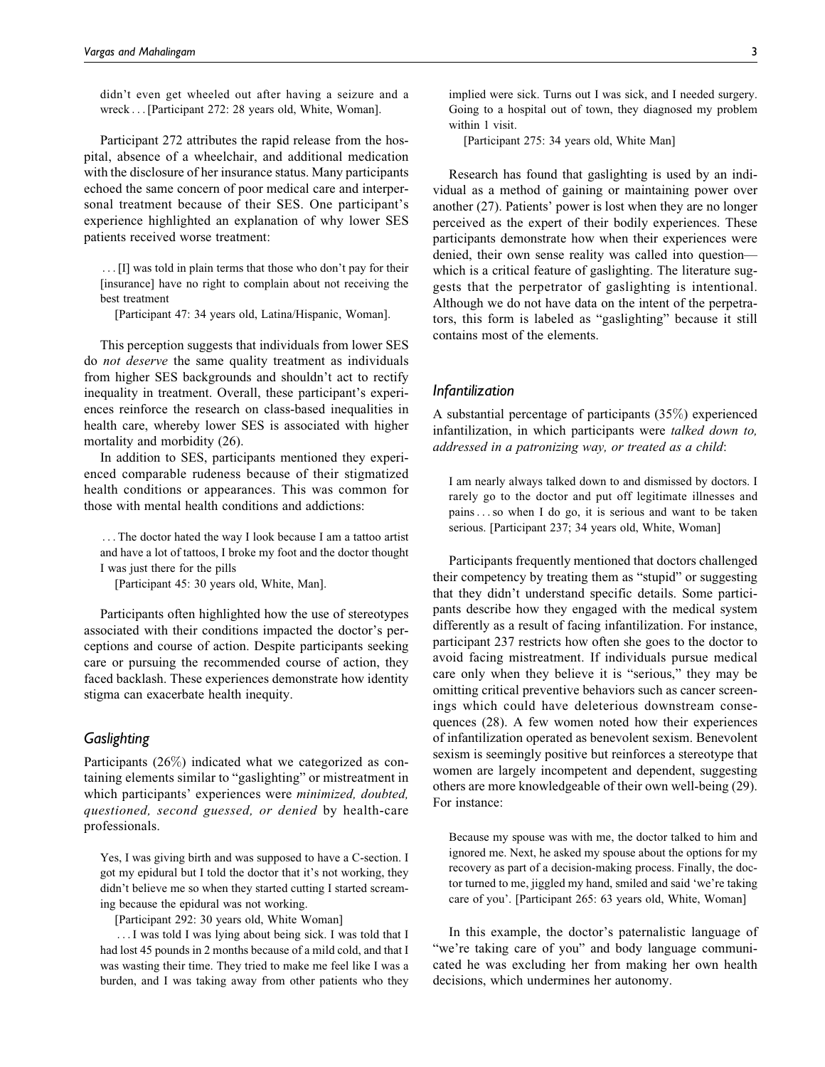didn't even get wheeled out after having a seizure and a wreck . . . [Participant 272: 28 years old, White, Woman].

Participant 272 attributes the rapid release from the hospital, absence of a wheelchair, and additional medication with the disclosure of her insurance status. Many participants echoed the same concern of poor medical care and interpersonal treatment because of their SES. One participant's experience highlighted an explanation of why lower SES patients received worse treatment:

> . . . [I] was told in plain terms that those who don't pay for their [insurance] have no right to complain about not receiving the best treatment
>
> [Participant 47: 34 years old, Latina/Hispanic, Woman].

This perception suggests that individuals from lower SES do *not deserve* the same quality treatment as individuals from higher SES backgrounds and shouldn't act to rectify inequality in treatment. Overall, these participant's experiences reinforce the research on class-based inequalities in health care, whereby lower SES is associated with higher mortality and morbidity (26).

In addition to SES, participants mentioned they experienced comparable rudeness because of their stigmatized health conditions or appearances. This was common for those with mental health conditions and addictions:

> . . . The doctor hated the way I look because I am a tattoo artist and have a lot of tattoos, I broke my foot and the doctor thought I was just there for the pills
>
> [Participant 45: 30 years old, White, Man].

Participants often highlighted how the use of stereotypes associated with their conditions impacted the doctor's perceptions and course of action. Despite participants seeking care or pursuing the recommended course of action, they faced backlash. These experiences demonstrate how identity stigma can exacerbate health inequity.

## *Gaslighting*

Participants (26%) indicated what we categorized as containing elements similar to "gaslighting" or mistreatment in which participants' experiences were *minimized, doubted, questioned, second guessed, or denied* by health-care professionals.

> Yes, I was giving birth and was supposed to have a C-section. I got my epidural but I told the doctor that it's not working, they didn't believe me so when they started cutting I started screaming because the epidural was not working.
>
> [Participant 292: 30 years old, White Woman]
>
> . . . I was told I was lying about being sick. I was told that I had lost 45 pounds in 2 months because of a mild cold, and that I was wasting their time. They tried to make me feel like I was a burden, and I was taking away from other patients who they implied were sick. Turns out I was sick, and I needed surgery. Going to a hospital out of town, they diagnosed my problem within 1 visit.
>
> [Participant 275: 34 years old, White Man]

Research has found that gaslighting is used by an individual as a method of gaining or maintaining power over another (27). Patients' power is lost when they are no longer perceived as the expert of their bodily experiences. These participants demonstrate how when their experiences were denied, their own sense reality was called into question—which is a critical feature of gaslighting. The literature suggests that the perpetrator of gaslighting is intentional. Although we do not have data on the intent of the perpetrators, this form is labeled as "gaslighting" because it still contains most of the elements.

## *Infantilization*

A substantial percentage of participants (35%) experienced infantilization, in which participants were *talked down to, addressed in a patronizing way, or treated as a child*:

> I am nearly always talked down to and dismissed by doctors. I rarely go to the doctor and put off legitimate illnesses and pains . . . so when I do go, it is serious and want to be taken serious. [Participant 237; 34 years old, White, Woman]

Participants frequently mentioned that doctors challenged their competency by treating them as "stupid" or suggesting that they didn't understand specific details. Some participants describe how they engaged with the medical system differently as a result of facing infantilization. For instance, participant 237 restricts how often she goes to the doctor to avoid facing mistreatment. If individuals pursue medical care only when they believe it is "serious," they may be omitting critical preventive behaviors such as cancer screenings which could have deleterious downstream consequences (28). A few women noted how their experiences of infantilization operated as benevolent sexism. Benevolent sexism is seemingly positive but reinforces a stereotype that women are largely incompetent and dependent, suggesting others are more knowledgeable of their own well-being (29). For instance:

> Because my spouse was with me, the doctor talked to him and ignored me. Next, he asked my spouse about the options for my recovery as part of a decision-making process. Finally, the doctor turned to me, jiggled my hand, smiled and said 'we're taking care of you'. [Participant 265: 63 years old, White, Woman]

In this example, the doctor's paternalistic language of "we're taking care of you" and body language communicated he was excluding her from making her own health decisions, which undermines her autonomy.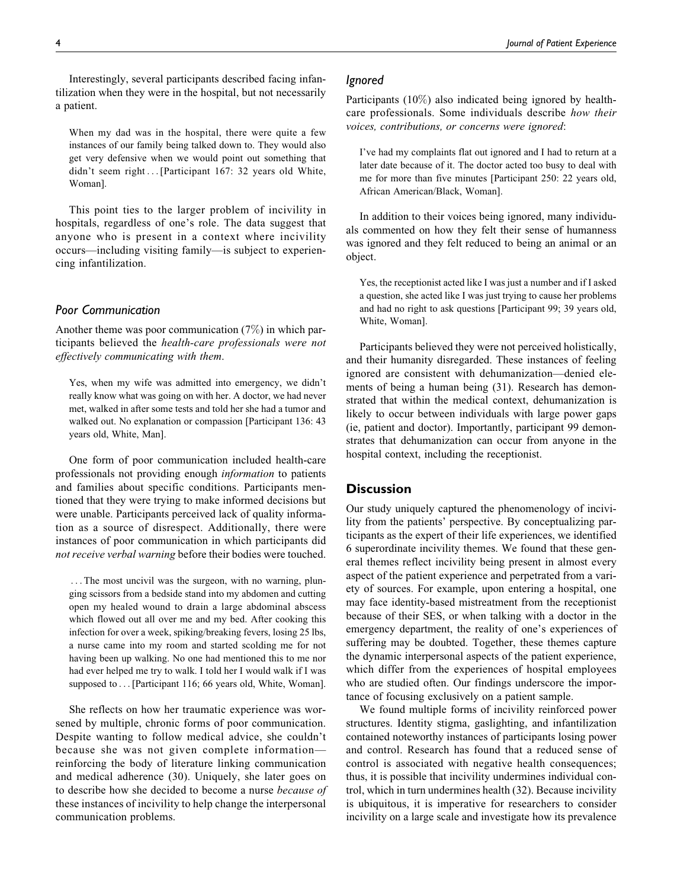Interestingly, several participants described facing infantilization when they were in the hospital, but not necessarily a patient.

> When my dad was in the hospital, there were quite a few instances of our family being talked down to. They would also get very defensive when we would point out something that didn't seem right . . . [Participant 167: 32 years old White, Woman].

This point ties to the larger problem of incivility in hospitals, regardless of one's role. The data suggest that anyone who is present in a context where incivility occurs—including visiting family—is subject to experiencing infantilization.

### *Poor Communication*

Another theme was poor communication (7%) in which participants believed the *health-care professionals were not effectively communicating with them*.

> Yes, when my wife was admitted into emergency, we didn't really know what was going on with her. A doctor, we had never met, walked in after some tests and told her she had a tumor and walked out. No explanation or compassion [Participant 136: 43 years old, White, Man].

One form of poor communication included health-care professionals not providing enough *information* to patients and families about specific conditions. Participants mentioned that they were trying to make informed decisions but were unable. Participants perceived lack of quality information as a source of disrespect. Additionally, there were instances of poor communication in which participants did *not receive verbal warning* before their bodies were touched.

> . . . The most uncivil was the surgeon, with no warning, plunging scissors from a bedside stand into my abdomen and cutting open my healed wound to drain a large abdominal abscess which flowed out all over me and my bed. After cooking this infection for over a week, spiking/breaking fevers, losing 25 lbs, a nurse came into my room and started scolding me for not having been up walking. No one had mentioned this to me nor had ever helped me try to walk. I told her I would walk if I was supposed to . . . [Participant 116; 66 years old, White, Woman].

She reflects on how her traumatic experience was worsened by multiple, chronic forms of poor communication. Despite wanting to follow medical advice, she couldn't because she was not given complete information—reinforcing the body of literature linking communication and medical adherence (30). Uniquely, she later goes on to describe how she decided to become a nurse *because of* these instances of incivility to help change the interpersonal communication problems.

### *Ignored*

Participants (10%) also indicated being ignored by health-care professionals. Some individuals describe *how their voices, contributions, or concerns were ignored*:

> I've had my complaints flat out ignored and I had to return at a later date because of it. The doctor acted too busy to deal with me for more than five minutes [Participant 250: 22 years old, African American/Black, Woman].

In addition to their voices being ignored, many individuals commented on how they felt their sense of humanness was ignored and they felt reduced to being an animal or an object.

> Yes, the receptionist acted like I was just a number and if I asked a question, she acted like I was just trying to cause her problems and had no right to ask questions [Participant 99; 39 years old, White, Woman].

Participants believed they were not perceived holistically, and their humanity disregarded. These instances of feeling ignored are consistent with dehumanization—denied elements of being a human being (31). Research has demonstrated that within the medical context, dehumanization is likely to occur between individuals with large power gaps (ie, patient and doctor). Importantly, participant 99 demonstrates that dehumanization can occur from anyone in the hospital context, including the receptionist.

## Discussion

Our study uniquely captured the phenomenology of incivility from the patients' perspective. By conceptualizing participants as the expert of their life experiences, we identified 6 superordinate incivility themes. We found that these general themes reflect incivility being present in almost every aspect of the patient experience and perpetrated from a variety of sources. For example, upon entering a hospital, one may face identity-based mistreatment from the receptionist because of their SES, or when talking with a doctor in the emergency department, the reality of one's experiences of suffering may be doubted. Together, these themes capture the dynamic interpersonal aspects of the patient experience, which differ from the experiences of hospital employees who are studied often. Our findings underscore the importance of focusing exclusively on a patient sample.

We found multiple forms of incivility reinforced power structures. Identity stigma, gaslighting, and infantilization contained noteworthy instances of participants losing power and control. Research has found that a reduced sense of control is associated with negative health consequences; thus, it is possible that incivility undermines individual control, which in turn undermines health (32). Because incivility is ubiquitous, it is imperative for researchers to consider incivility on a large scale and investigate how its prevalence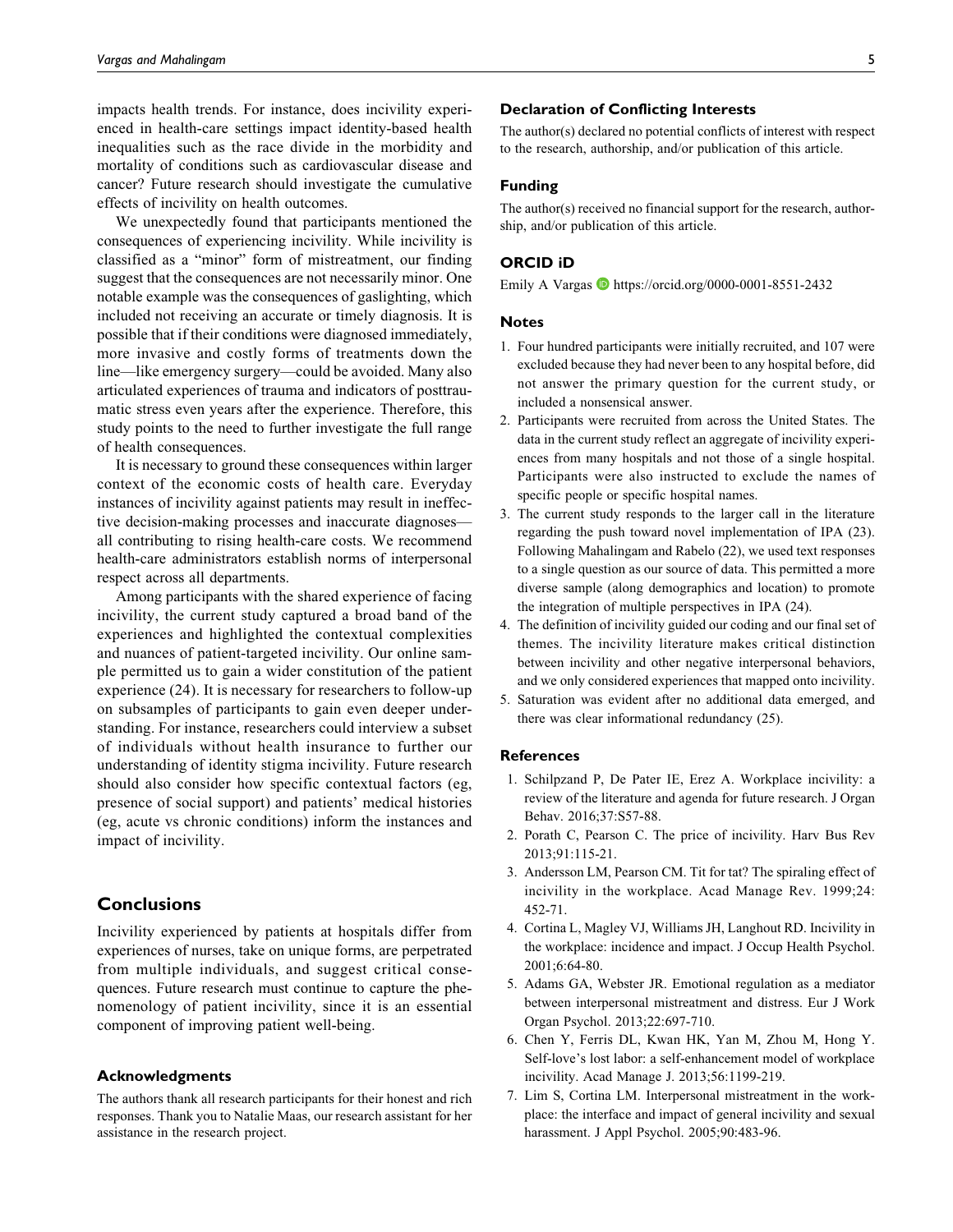impacts health trends. For instance, does incivility experienced in health-care settings impact identity-based health inequalities such as the race divide in the morbidity and mortality of conditions such as cardiovascular disease and cancer? Future research should investigate the cumulative effects of incivility on health outcomes.

We unexpectedly found that participants mentioned the consequences of experiencing incivility. While incivility is classified as a "minor" form of mistreatment, our finding suggest that the consequences are not necessarily minor. One notable example was the consequences of gaslighting, which included not receiving an accurate or timely diagnosis. It is possible that if their conditions were diagnosed immediately, more invasive and costly forms of treatments down the line—like emergency surgery—could be avoided. Many also articulated experiences of trauma and indicators of posttraumatic stress even years after the experience. Therefore, this study points to the need to further investigate the full range of health consequences.

It is necessary to ground these consequences within larger context of the economic costs of health care. Everyday instances of incivility against patients may result in ineffective decision-making processes and inaccurate diagnoses—all contributing to rising health-care costs. We recommend health-care administrators establish norms of interpersonal respect across all departments.

Among participants with the shared experience of facing incivility, the current study captured a broad band of the experiences and highlighted the contextual complexities and nuances of patient-targeted incivility. Our online sample permitted us to gain a wider constitution of the patient experience (24). It is necessary for researchers to follow-up on subsamples of participants to gain even deeper understanding. For instance, researchers could interview a subset of individuals without health insurance to further our understanding of identity stigma incivility. Future research should also consider how specific contextual factors (eg, presence of social support) and patients' medical histories (eg, acute vs chronic conditions) inform the instances and impact of incivility.

## Conclusions

Incivility experienced by patients at hospitals differ from experiences of nurses, take on unique forms, are perpetrated from multiple individuals, and suggest critical consequences. Future research must continue to capture the phenomenology of patient incivility, since it is an essential component of improving patient well-being.

### Acknowledgments

The authors thank all research participants for their honest and rich responses. Thank you to Natalie Maas, our research assistant for her assistance in the research project.

### Declaration of Conflicting Interests

The author(s) declared no potential conflicts of interest with respect to the research, authorship, and/or publication of this article.

### Funding

The author(s) received no financial support for the research, authorship, and/or publication of this article.

### ORCID iD

Emily A Vargas https://orcid.org/0000-0001-8551-2432

### Notes

1. Four hundred participants were initially recruited, and 107 were excluded because they had never been to any hospital before, did not answer the primary question for the current study, or included a nonsensical answer.
2. Participants were recruited from across the United States. The data in the current study reflect an aggregate of incivility experiences from many hospitals and not those of a single hospital. Participants were also instructed to exclude the names of specific people or specific hospital names.
3. The current study responds to the larger call in the literature regarding the push toward novel implementation of IPA (23). Following Mahalingam and Rabelo (22), we used text responses to a single question as our source of data. This permitted a more diverse sample (along demographics and location) to promote the integration of multiple perspectives in IPA (24).
4. The definition of incivility guided our coding and our final set of themes. The incivility literature makes critical distinction between incivility and other negative interpersonal behaviors, and we only considered experiences that mapped onto incivility.
5. Saturation was evident after no additional data emerged, and there was clear informational redundancy (25).

### References

1. Schilpzand P, De Pater IE, Erez A. Workplace incivility: a review of the literature and agenda for future research. J Organ Behav. 2016;37:S57-88.
2. Porath C, Pearson C. The price of incivility. Harv Bus Rev 2013;91:115-21.
3. Andersson LM, Pearson CM. Tit for tat? The spiraling effect of incivility in the workplace. Acad Manage Rev. 1999;24: 452-71.
4. Cortina L, Magley VJ, Williams JH, Langhout RD. Incivility in the workplace: incidence and impact. J Occup Health Psychol. 2001;6:64-80.
5. Adams GA, Webster JR. Emotional regulation as a mediator between interpersonal mistreatment and distress. Eur J Work Organ Psychol. 2013;22:697-710.
6. Chen Y, Ferris DL, Kwan HK, Yan M, Zhou M, Hong Y. Self-love's lost labor: a self-enhancement model of workplace incivility. Acad Manage J. 2013;56:1199-219.
7. Lim S, Cortina LM. Interpersonal mistreatment in the workplace: the interface and impact of general incivility and sexual harassment. J Appl Psychol. 2005;90:483-96.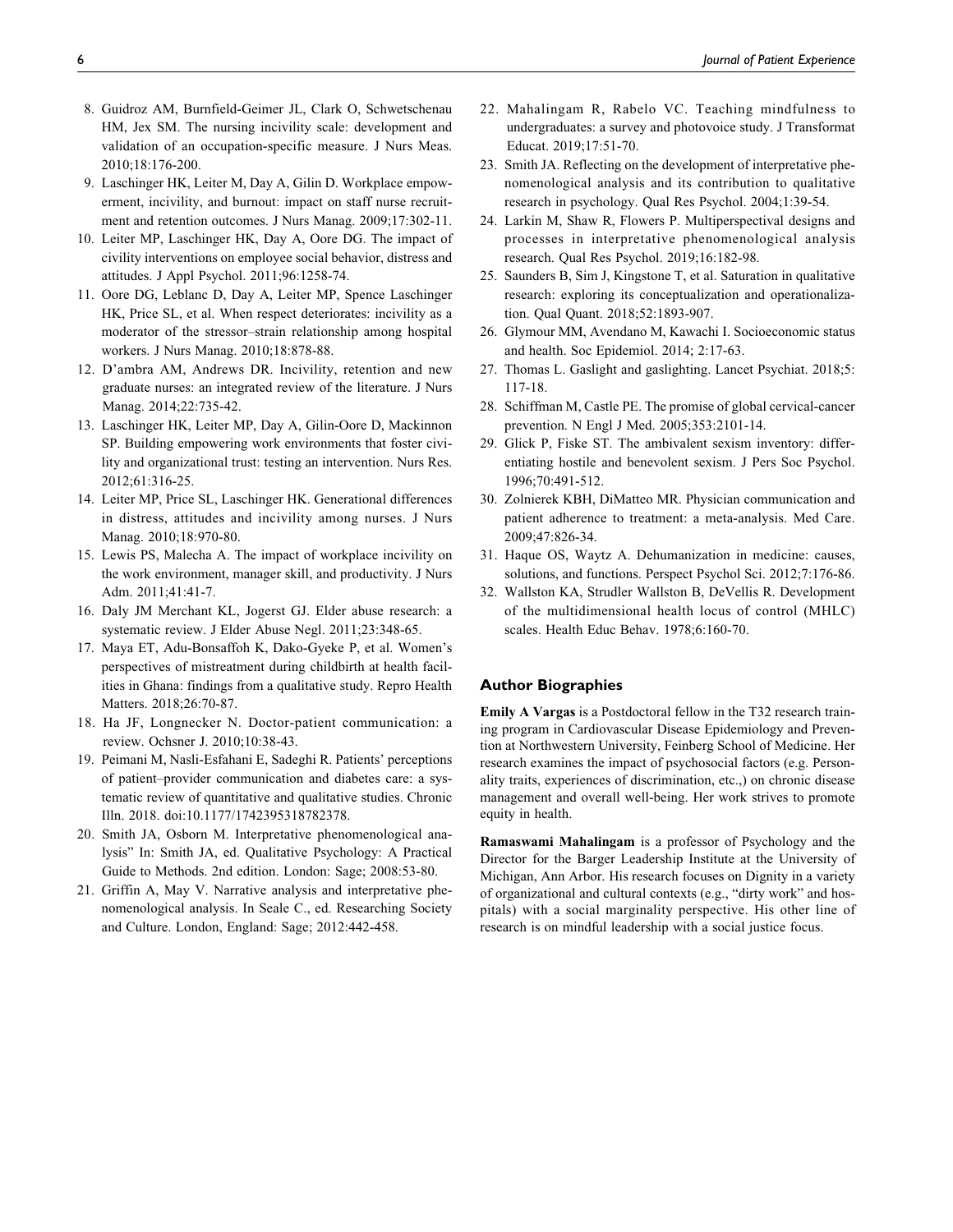8. Guidroz AM, Burnfield-Geimer JL, Clark O, Schwetschenau HM, Jex SM. The nursing incivility scale: development and validation of an occupation-specific measure. J Nurs Meas. 2010;18:176-200.
9. Laschinger HK, Leiter M, Day A, Gilin D. Workplace empowerment, incivility, and burnout: impact on staff nurse recruitment and retention outcomes. J Nurs Manag. 2009;17:302-11.
10. Leiter MP, Laschinger HK, Day A, Oore DG. The impact of civility interventions on employee social behavior, distress and attitudes. J Appl Psychol. 2011;96:1258-74.
11. Oore DG, Leblanc D, Day A, Leiter MP, Spence Laschinger HK, Price SL, et al. When respect deteriorates: incivility as a moderator of the stressor–strain relationship among hospital workers. J Nurs Manag. 2010;18:878-88.
12. D'ambra AM, Andrews DR. Incivility, retention and new graduate nurses: an integrated review of the literature. J Nurs Manag. 2014;22:735-42.
13. Laschinger HK, Leiter MP, Day A, Gilin-Oore D, Mackinnon SP. Building empowering work environments that foster civility and organizational trust: testing an intervention. Nurs Res. 2012;61:316-25.
14. Leiter MP, Price SL, Laschinger HK. Generational differences in distress, attitudes and incivility among nurses. J Nurs Manag. 2010;18:970-80.
15. Lewis PS, Malecha A. The impact of workplace incivility on the work environment, manager skill, and productivity. J Nurs Adm. 2011;41:41-7.
16. Daly JM Merchant KL, Jogerst GJ. Elder abuse research: a systematic review. J Elder Abuse Negl. 2011;23:348-65.
17. Maya ET, Adu-Bonsaffoh K, Dako-Gyeke P, et al. Women's perspectives of mistreatment during childbirth at health facilities in Ghana: findings from a qualitative study. Repro Health Matters. 2018;26:70-87.
18. Ha JF, Longnecker N. Doctor-patient communication: a review. Ochsner J. 2010;10:38-43.
19. Peimani M, Nasli-Esfahani E, Sadeghi R. Patients' perceptions of patient–provider communication and diabetes care: a systematic review of quantitative and qualitative studies. Chronic Illn. 2018. doi:10.1177/1742395318782378.
20. Smith JA, Osborn M. Interpretative phenomenological analysis" In: Smith JA, ed. Qualitative Psychology: A Practical Guide to Methods. 2nd edition. London: Sage; 2008:53-80.
21. Griffin A, May V. Narrative analysis and interpretative phenomenological analysis. In Seale C., ed. Researching Society and Culture. London, England: Sage; 2012:442-458.
22. Mahalingam R, Rabelo VC. Teaching mindfulness to undergraduates: a survey and photovoice study. J Transformat Educat. 2019;17:51-70.
23. Smith JA. Reflecting on the development of interpretative phenomenological analysis and its contribution to qualitative research in psychology. Qual Res Psychol. 2004;1:39-54.
24. Larkin M, Shaw R, Flowers P. Multiperspectival designs and processes in interpretative phenomenological analysis research. Qual Res Psychol. 2019;16:182-98.
25. Saunders B, Sim J, Kingstone T, et al. Saturation in qualitative research: exploring its conceptualization and operationalization. Qual Quant. 2018;52:1893-907.
26. Glymour MM, Avendano M, Kawachi I. Socioeconomic status and health. Soc Epidemiol. 2014; 2:17-63.
27. Thomas L. Gaslight and gaslighting. Lancet Psychiat. 2018;5: 117-18.
28. Schiffman M, Castle PE. The promise of global cervical-cancer prevention. N Engl J Med. 2005;353:2101-14.
29. Glick P, Fiske ST. The ambivalent sexism inventory: differentiating hostile and benevolent sexism. J Pers Soc Psychol. 1996;70:491-512.
30. Zolnierek KBH, DiMatteo MR. Physician communication and patient adherence to treatment: a meta-analysis. Med Care. 2009;47:826-34.
31. Haque OS, Waytz A. Dehumanization in medicine: causes, solutions, and functions. Perspect Psychol Sci. 2012;7:176-86.
32. Wallston KA, Strudler Wallston B, DeVellis R. Development of the multidimensional health locus of control (MHLC) scales. Health Educ Behav. 1978;6:160-70.

## Author Biographies

**Emily A Vargas** is a Postdoctoral fellow in the T32 research training program in Cardiovascular Disease Epidemiology and Prevention at Northwestern University, Feinberg School of Medicine. Her research examines the impact of psychosocial factors (e.g. Personality traits, experiences of discrimination, etc.,) on chronic disease management and overall well-being. Her work strives to promote equity in health.

**Ramaswami Mahalingam** is a professor of Psychology and the Director for the Barger Leadership Institute at the University of Michigan, Ann Arbor. His research focuses on Dignity in a variety of organizational and cultural contexts (e.g., "dirty work" and hospitals) with a social marginality perspective. His other line of research is on mindful leadership with a social justice focus.